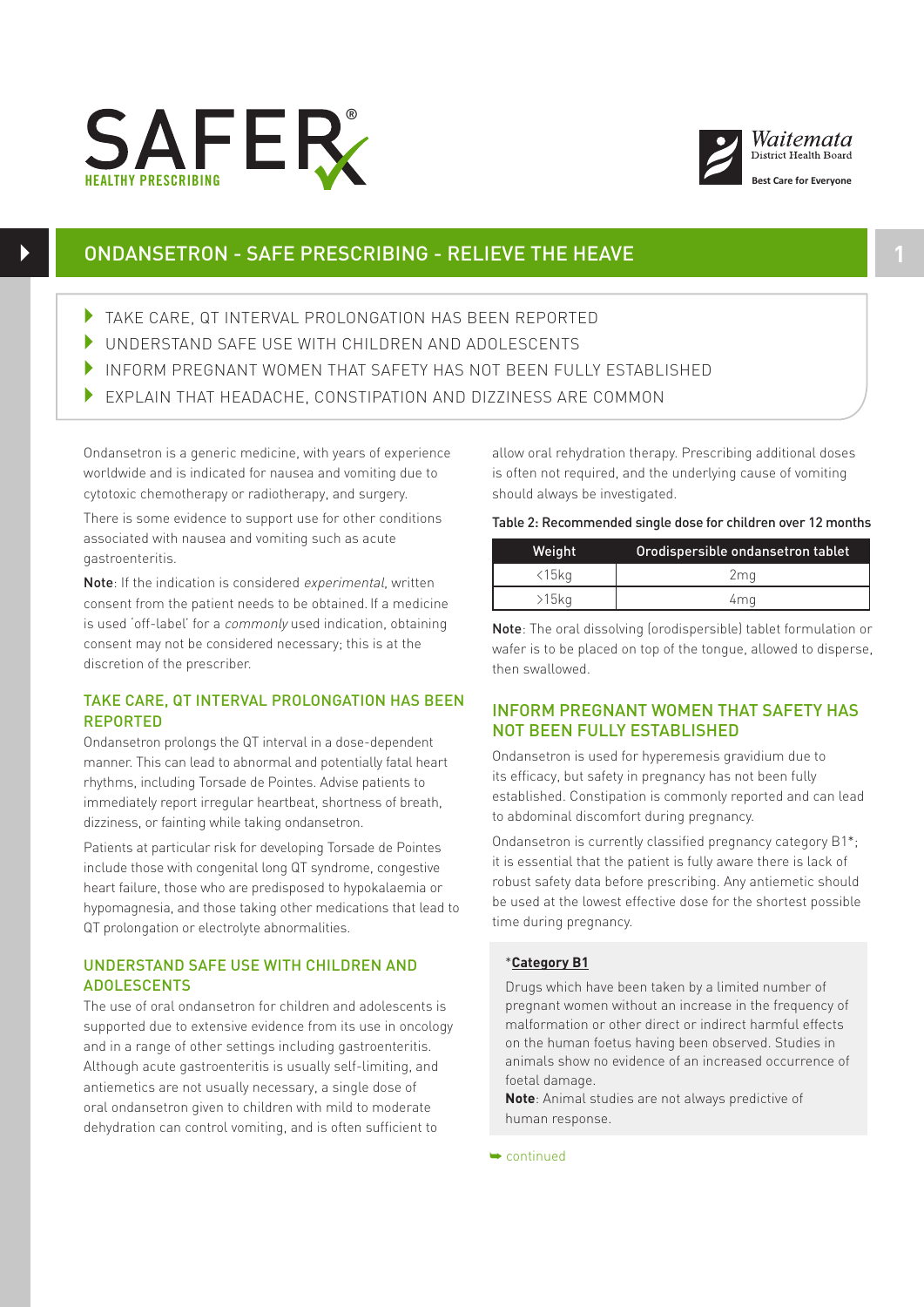SAFER HEALTHY PRESCRIBING

Waitemata District Health Board — Best Care for Everyone

# ONDANSETRON - SAFE PRESCRIBING - RELIEVE THE HEAVE

- TAKE CARE, QT INTERVAL PROLONGATION HAS BEEN REPORTED
- UNDERSTAND SAFE USE WITH CHILDREN AND ADOLESCENTS
- INFORM PREGNANT WOMEN THAT SAFETY HAS NOT BEEN FULLY ESTABLISHED
- EXPLAIN THAT HEADACHE, CONSTIPATION AND DIZZINESS ARE COMMON

Ondansetron is a generic medicine, with years of experience worldwide and is indicated for nausea and vomiting due to cytotoxic chemotherapy or radiotherapy, and surgery.

There is some evidence to support use for other conditions associated with nausea and vomiting such as acute gastroenteritis.

**Note**: If the indication is considered *experimental*, written consent from the patient needs to be obtained. If a medicine is used 'off-label' for a *commonly* used indication, obtaining consent may not be considered necessary; this is at the discretion of the prescriber.

## TAKE CARE, QT INTERVAL PROLONGATION HAS BEEN REPORTED

Ondansetron prolongs the QT interval in a dose-dependent manner. This can lead to abnormal and potentially fatal heart rhythms, including Torsade de Pointes. Advise patients to immediately report irregular heartbeat, shortness of breath, dizziness, or fainting while taking ondansetron.

Patients at particular risk for developing Torsade de Pointes include those with congenital long QT syndrome, congestive heart failure, those who are predisposed to hypokalaemia or hypomagnesia, and those taking other medications that lead to QT prolongation or electrolyte abnormalities.

## UNDERSTAND SAFE USE WITH CHILDREN AND ADOLESCENTS

The use of oral ondansetron for children and adolescents is supported due to extensive evidence from its use in oncology and in a range of other settings including gastroenteritis. Although acute gastroenteritis is usually self-limiting, and antiemetics are not usually necessary, a single dose of oral ondansetron given to children with mild to moderate dehydration can control vomiting, and is often sufficient to allow oral rehydration therapy. Prescribing additional doses is often not required, and the underlying cause of vomiting should always be investigated.

**Table 2: Recommended single dose for children over 12 months**

| Weight | Orodispersible ondansetron tablet |
|---|---|
| <15kg | 2mg |
| >15kg | 4mg |

**Note**: The oral dissolving (orodispersible) tablet formulation or wafer is to be placed on top of the tongue, allowed to disperse, then swallowed.

## INFORM PREGNANT WOMEN THAT SAFETY HAS NOT BEEN FULLY ESTABLISHED

Ondansetron is used for hyperemesis gravidium due to its efficacy, but safety in pregnancy has not been fully established. Constipation is commonly reported and can lead to abdominal discomfort during pregnancy.

Ondansetron is currently classified pregnancy category B1*; it is essential that the patient is fully aware there is lack of robust safety data before prescribing. Any antiemetic should be used at the lowest effective dose for the shortest possible time during pregnancy.

*__Category B1__

Drugs which have been taken by a limited number of pregnant women without an increase in the frequency of malformation or other direct or indirect harmful effects on the human foetus having been observed. Studies in animals show no evidence of an increased occurrence of foetal damage.

**Note**: Animal studies are not always predictive of human response.

➥ continued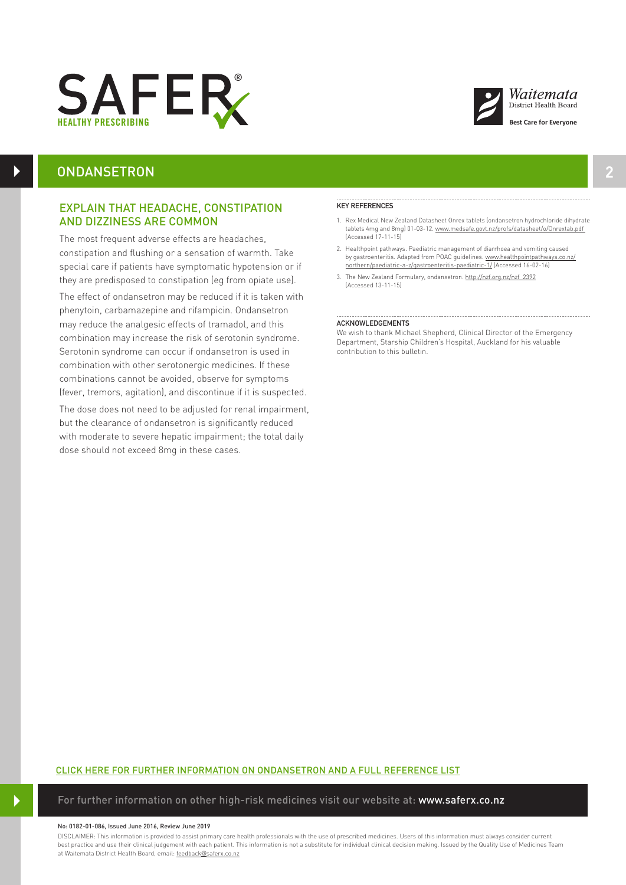# ONDANSETRON

## EXPLAIN THAT HEADACHE, CONSTIPATION AND DIZZINESS ARE COMMON

The most frequent adverse effects are headaches, constipation and flushing or a sensation of warmth. Take special care if patients have symptomatic hypotension or if they are predisposed to constipation (eg from opiate use).

The effect of ondansetron may be reduced if it is taken with phenytoin, carbamazepine and rifampicin. Ondansetron may reduce the analgesic effects of tramadol, and this combination may increase the risk of serotonin syndrome. Serotonin syndrome can occur if ondansetron is used in combination with other serotonergic medicines. If these combinations cannot be avoided, observe for symptoms (fever, tremors, agitation), and discontinue if it is suspected.

The dose does not need to be adjusted for renal impairment, but the clearance of ondansetron is significantly reduced with moderate to severe hepatic impairment; the total daily dose should not exceed 8mg in these cases.

### KEY REFERENCES

1. Rex Medical New Zealand Datasheet Onrex tablets (ondansetron hydrochloride dihydrate tablets 4mg and 8mg) 01-03-12. www.medsafe.govt.nz/profs/datasheet/o/Onrextab.pdf (Accessed 17-11-15)
2. Healthpoint pathways. Paediatric management of diarrhoea and vomiting caused by gastroenteritis. Adapted from POAC guidelines. www.healthpointpathways.co.nz/northern/paediatric-a-z/gastroenteritis-paediatric-1/ (Accessed 16-02-16)
3. The New Zealand Formulary, ondansetron. http://nzf.org.nz/nzf_2392 (Accessed 13-11-15)

### ACKNOWLEDGEMENTS

We wish to thank Michael Shepherd, Clinical Director of the Emergency Department, Starship Children's Hospital, Auckland for his valuable contribution to this bulletin.

CLICK HERE FOR FURTHER INFORMATION ON ONDANSETRON AND A FULL REFERENCE LIST

For further information on other high-risk medicines visit our website at: www.saferx.co.nz

No: 0182-01-086, Issued June 2016, Review June 2019

DISCLAIMER: This information is provided to assist primary care health professionals with the use of prescribed medicines. Users of this information must always consider current best practice and use their clinical judgement with each patient. This information is not a substitute for individual clinical decision making. Issued by the Quality Use of Medicines Team at Waitemata District Health Board, email: feedback@saferx.co.nz